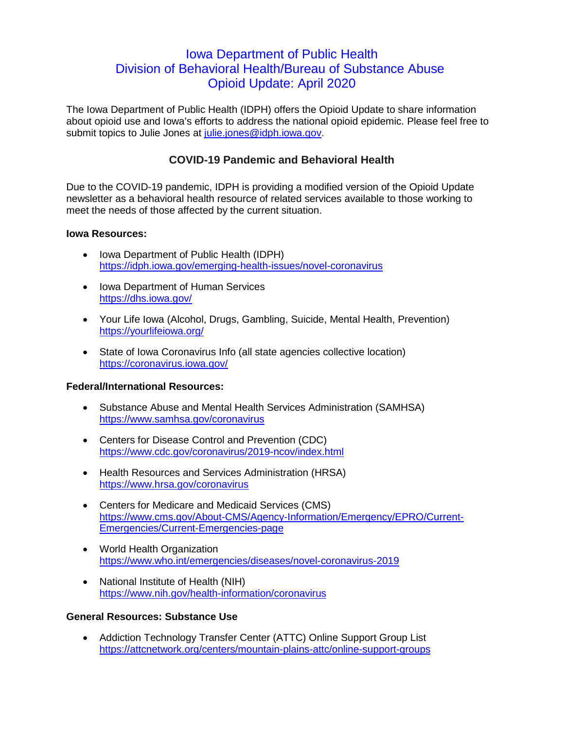# Iowa Department of Public Health
# Division of Behavioral Health/Bureau of Substance Abuse
# Opioid Update: April 2020

The Iowa Department of Public Health (IDPH) offers the Opioid Update to share information about opioid use and Iowa's efforts to address the national opioid epidemic. Please feel free to submit topics to Julie Jones at julie.jones@idph.iowa.gov.

## COVID-19 Pandemic and Behavioral Health

Due to the COVID-19 pandemic, IDPH is providing a modified version of the Opioid Update newsletter as a behavioral health resource of related services available to those working to meet the needs of those affected by the current situation.

**Iowa Resources:**

- Iowa Department of Public Health (IDPH)
  https://idph.iowa.gov/emerging-health-issues/novel-coronavirus
- Iowa Department of Human Services
  https://dhs.iowa.gov/
- Your Life Iowa (Alcohol, Drugs, Gambling, Suicide, Mental Health, Prevention)
  https://yourlifeiowa.org/
- State of Iowa Coronavirus Info (all state agencies collective location)
  https://coronavirus.iowa.gov/

**Federal/International Resources:**

- Substance Abuse and Mental Health Services Administration (SAMHSA)
  https://www.samhsa.gov/coronavirus
- Centers for Disease Control and Prevention (CDC)
  https://www.cdc.gov/coronavirus/2019-ncov/index.html
- Health Resources and Services Administration (HRSA)
  https://www.hrsa.gov/coronavirus
- Centers for Medicare and Medicaid Services (CMS)
  https://www.cms.gov/About-CMS/Agency-Information/Emergency/EPRO/Current-Emergencies/Current-Emergencies-page
- World Health Organization
  https://www.who.int/emergencies/diseases/novel-coronavirus-2019
- National Institute of Health (NIH)
  https://www.nih.gov/health-information/coronavirus

**General Resources: Substance Use**

- Addiction Technology Transfer Center (ATTC) Online Support Group List
  https://attcnetwork.org/centers/mountain-plains-attc/online-support-groups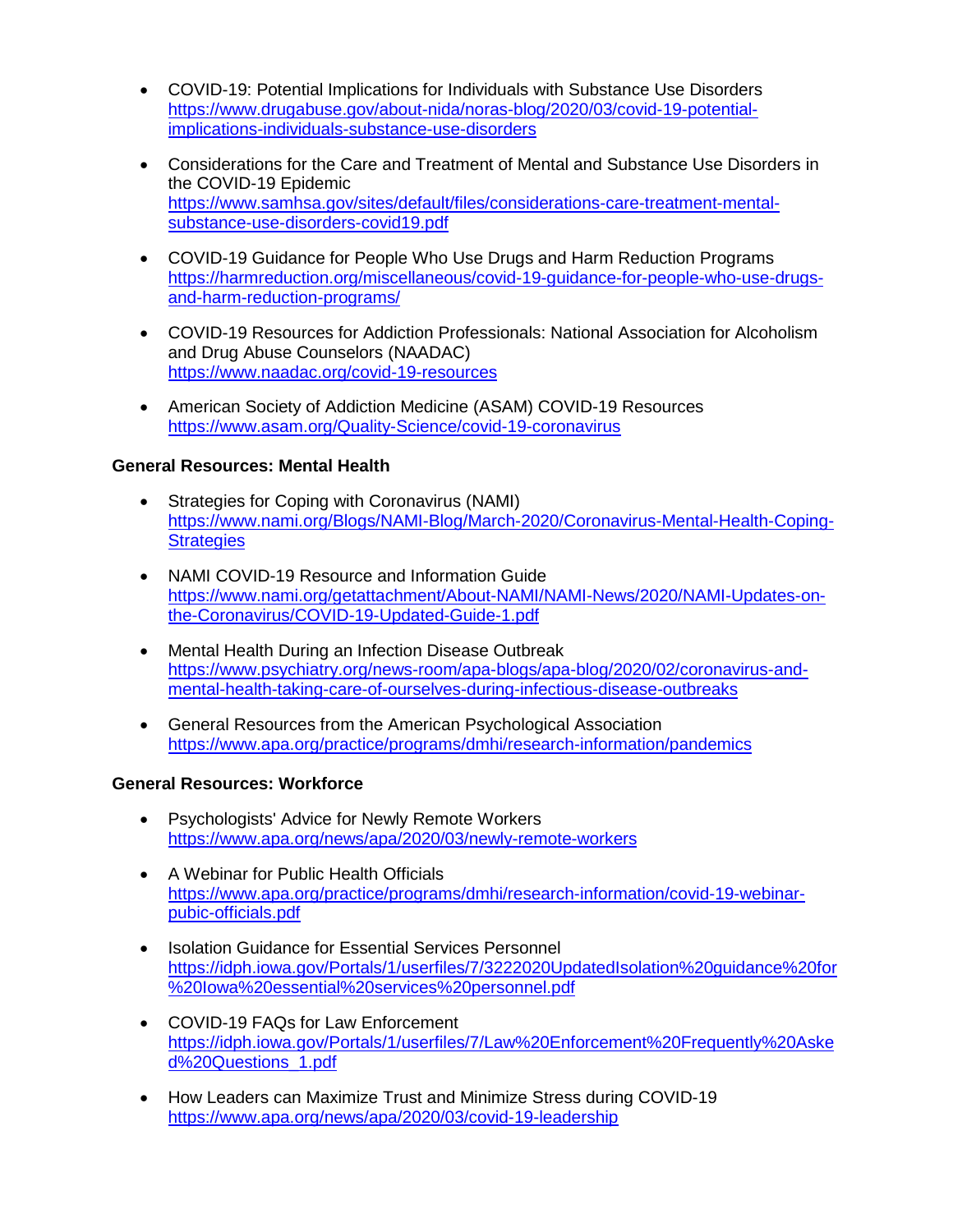- COVID-19: Potential Implications for Individuals with Substance Use Disorders
  https://www.drugabuse.gov/about-nida/noras-blog/2020/03/covid-19-potential-implications-individuals-substance-use-disorders

- Considerations for the Care and Treatment of Mental and Substance Use Disorders in the COVID-19 Epidemic
  https://www.samhsa.gov/sites/default/files/considerations-care-treatment-mental-substance-use-disorders-covid19.pdf

- COVID-19 Guidance for People Who Use Drugs and Harm Reduction Programs
  https://harmreduction.org/miscellaneous/covid-19-guidance-for-people-who-use-drugs-and-harm-reduction-programs/

- COVID-19 Resources for Addiction Professionals: National Association for Alcoholism and Drug Abuse Counselors (NAADAC)
  https://www.naadac.org/covid-19-resources

- American Society of Addiction Medicine (ASAM) COVID-19 Resources
  https://www.asam.org/Quality-Science/covid-19-coronavirus

**General Resources: Mental Health**

- Strategies for Coping with Coronavirus (NAMI)
  https://www.nami.org/Blogs/NAMI-Blog/March-2020/Coronavirus-Mental-Health-Coping-Strategies

- NAMI COVID-19 Resource and Information Guide
  https://www.nami.org/getattachment/About-NAMI/NAMI-News/2020/NAMI-Updates-on-the-Coronavirus/COVID-19-Updated-Guide-1.pdf

- Mental Health During an Infection Disease Outbreak
  https://www.psychiatry.org/news-room/apa-blogs/apa-blog/2020/02/coronavirus-and-mental-health-taking-care-of-ourselves-during-infectious-disease-outbreaks

- General Resources from the American Psychological Association
  https://www.apa.org/practice/programs/dmhi/research-information/pandemics

**General Resources: Workforce**

- Psychologists' Advice for Newly Remote Workers
  https://www.apa.org/news/apa/2020/03/newly-remote-workers

- A Webinar for Public Health Officials
  https://www.apa.org/practice/programs/dmhi/research-information/covid-19-webinar-pubic-officials.pdf

- Isolation Guidance for Essential Services Personnel
  https://idph.iowa.gov/Portals/1/userfiles/7/3222020UpdatedIsolation%20guidance%20for%20Iowa%20essential%20services%20personnel.pdf

- COVID-19 FAQs for Law Enforcement
  https://idph.iowa.gov/Portals/1/userfiles/7/Law%20Enforcement%20Frequently%20Asked%20Questions_1.pdf

- How Leaders can Maximize Trust and Minimize Stress during COVID-19
  https://www.apa.org/news/apa/2020/03/covid-19-leadership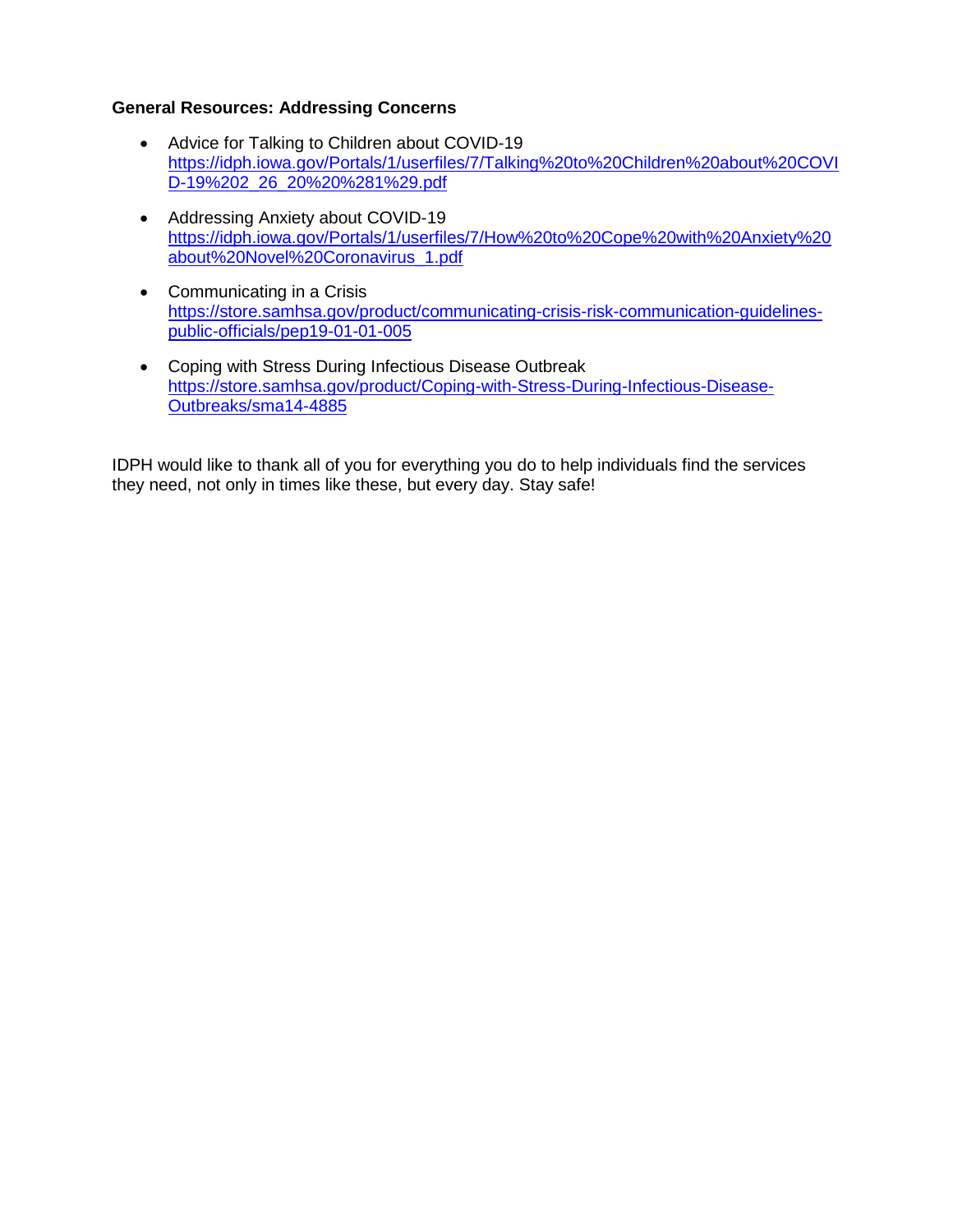**General Resources: Addressing Concerns**

- Advice for Talking to Children about COVID-19
  https://idph.iowa.gov/Portals/1/userfiles/7/Talking%20to%20Children%20about%20COVID-19%202_26_20%20%281%29.pdf

- Addressing Anxiety about COVID-19
  https://idph.iowa.gov/Portals/1/userfiles/7/How%20to%20Cope%20with%20Anxiety%20about%20Novel%20Coronavirus_1.pdf

- Communicating in a Crisis
  https://store.samhsa.gov/product/communicating-crisis-risk-communication-guidelines-public-officials/pep19-01-01-005

- Coping with Stress During Infectious Disease Outbreak
  https://store.samhsa.gov/product/Coping-with-Stress-During-Infectious-Disease-Outbreaks/sma14-4885

IDPH would like to thank all of you for everything you do to help individuals find the services they need, not only in times like these, but every day. Stay safe!